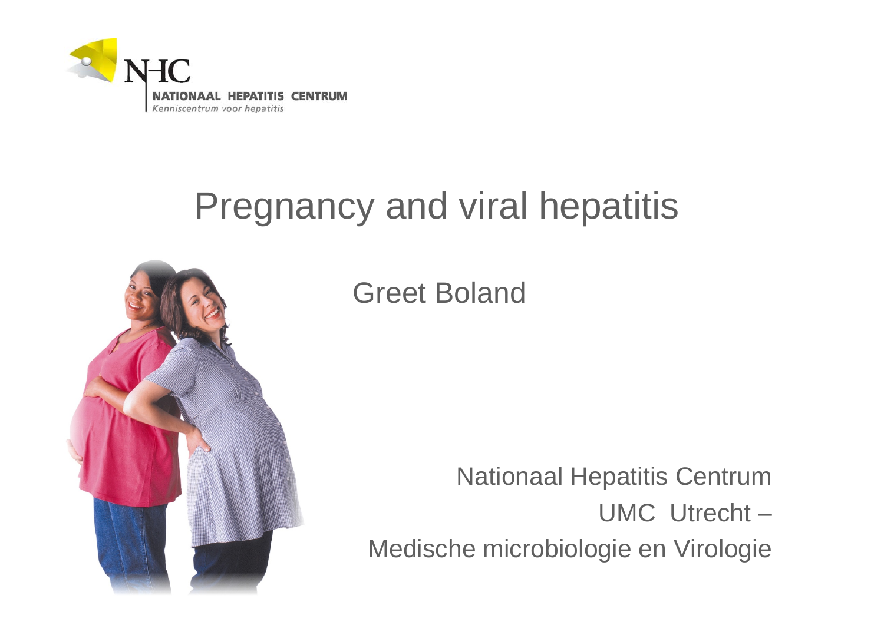NATIONAAL HEPATITIS CENTRUM

*Kenniscentrum voor hepatitis*

# Pregnancy and viral hepatitis

Greet Boland

Nationaal Hepatitis Centrum

UMC Utrecht –

Medische microbiologie en Virologie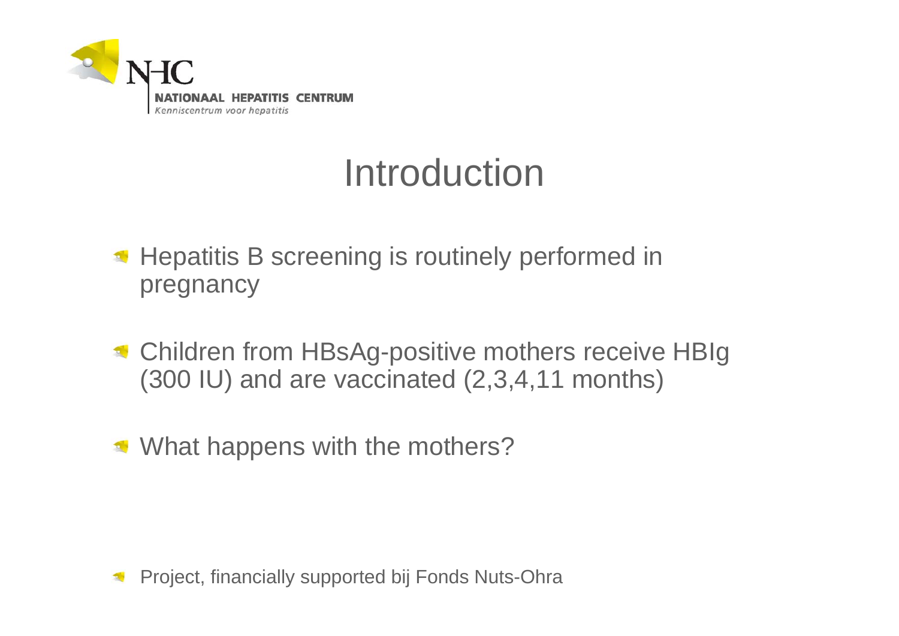# Introduction

- Hepatitis B screening is routinely performed in pregnancy
- Children from HBsAg-positive mothers receive HBIg (300 IU) and are vaccinated (2,3,4,11 months)
- What happens with the mothers?

- Project, financially supported bij Fonds Nuts-Ohra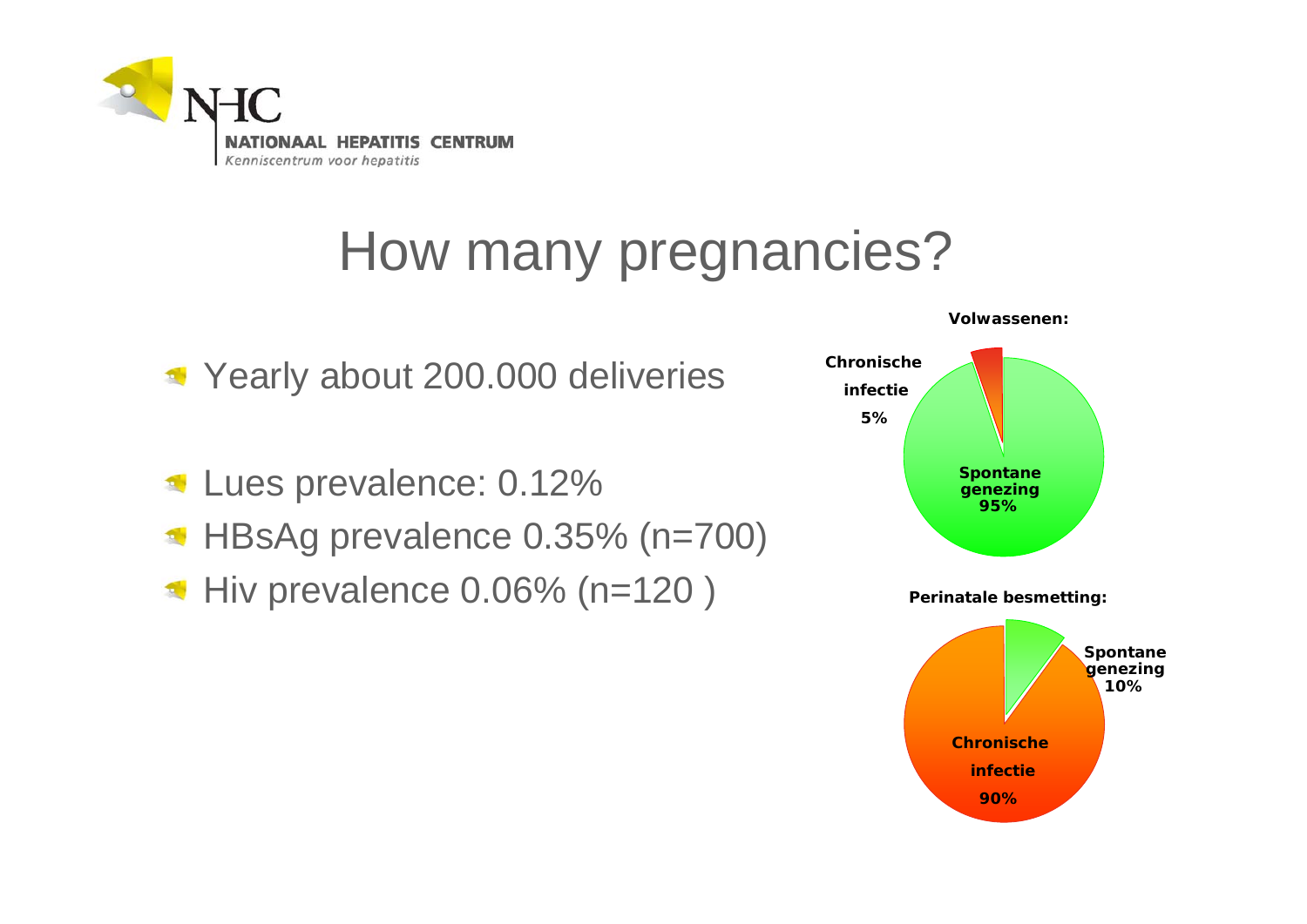# How many pregnancies?

- Yearly about 200.000 deliveries

- Lues prevalence: 0.12%
- HBsAg prevalence 0.35% (n=700)
- Hiv prevalence 0.06% (n=120 )

**Volwassenen:**

- Chronische infectie 5%
- Spontane genezing 95%

**Perinatale besmetting:**

- Spontane genezing 10%
- Chronische infectie 90%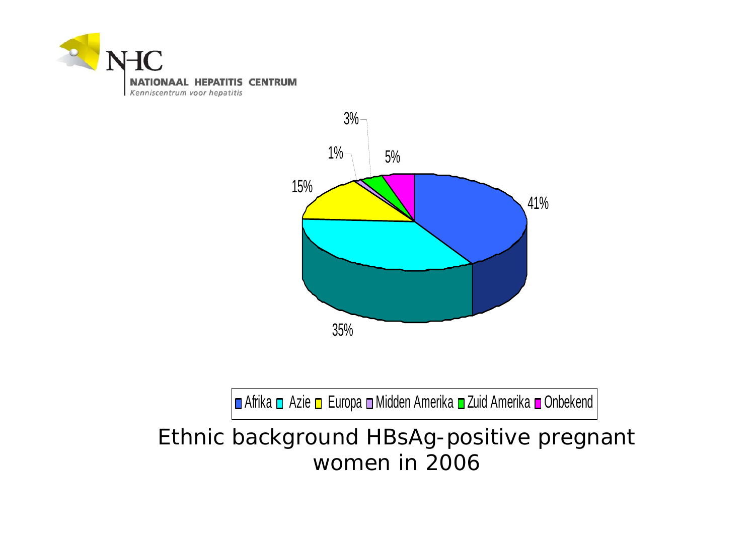NHC
NATIONAAL HEPATITIS CENTRUM
*Kenniscentrum voor hepatitis*

| Afrika | Azie | Europa | Midden Amerika | Zuid Amerika | Onbekend |
| --- | --- | --- | --- | --- | --- |
| 41% | 35% | 15% | 1% | 3% | 5% |

Ethnic background HBsAg-positive pregnant women in 2006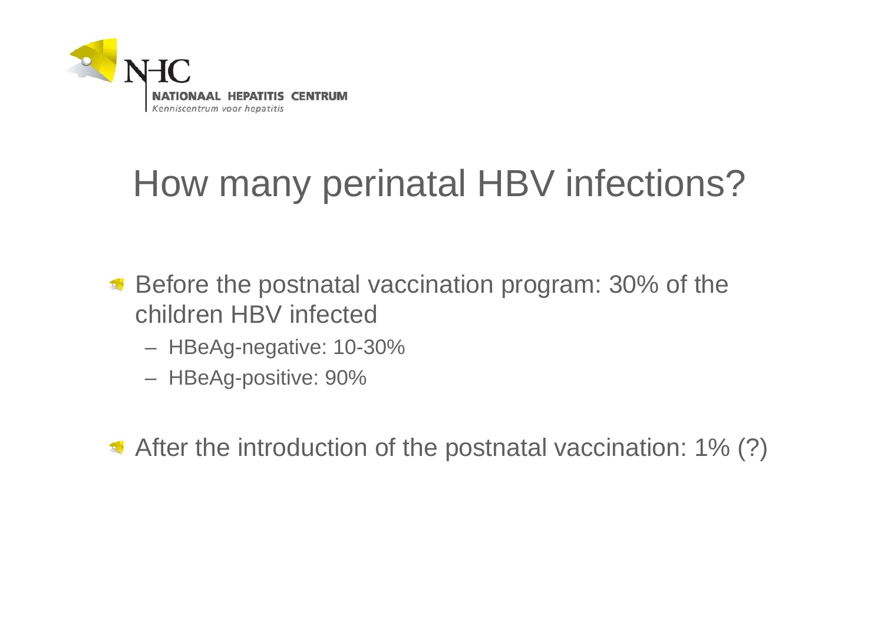# How many perinatal HBV infections?

- Before the postnatal vaccination program: 30% of the children HBV infected
  - HBeAg-negative: 10-30%
  - HBeAg-positive: 90%

- After the introduction of the postnatal vaccination: 1% (?)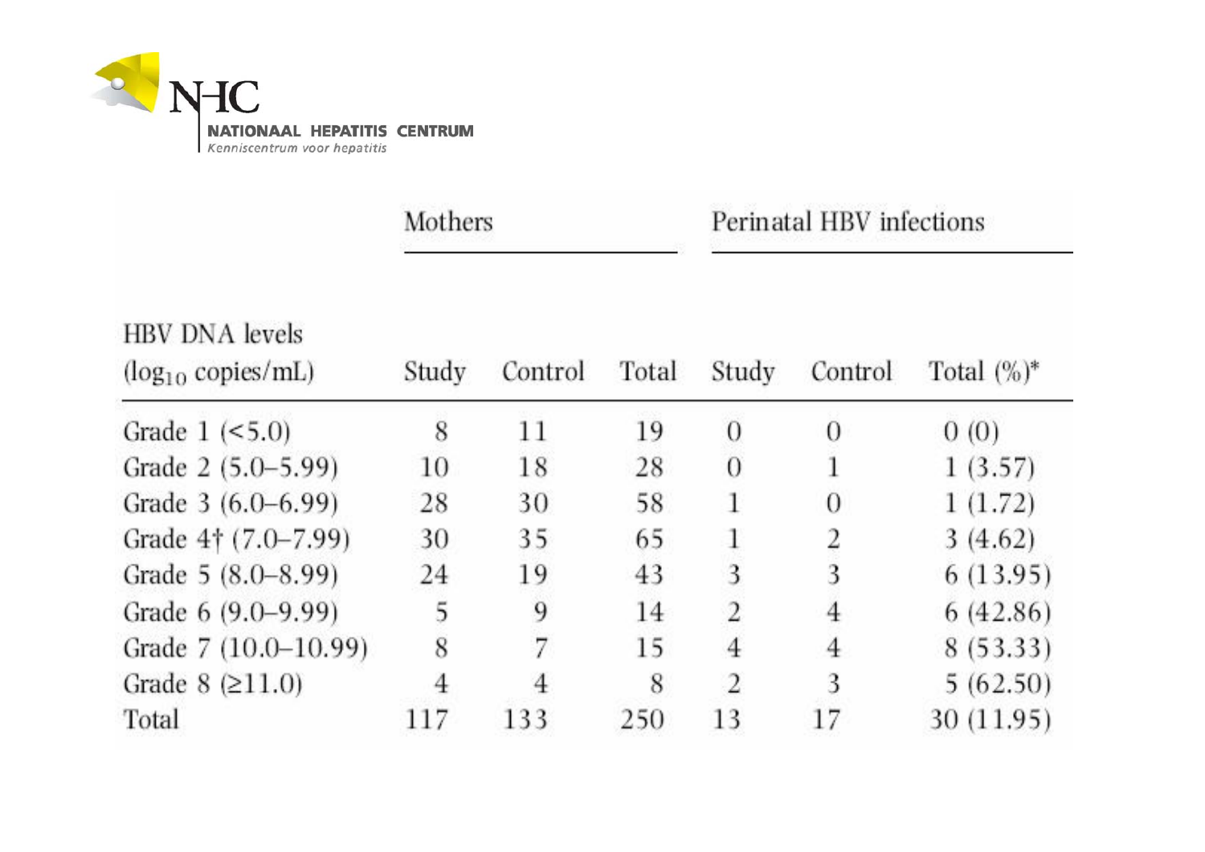| HBV DNA levels ($log_{10}$ copies/mL) | Mothers | | | Perinatal HBV infections | | |
|---|---|---|---|---|---|---|
| | Study | Control | Total | Study | Control | Total (%)* |
| Grade 1 (<5.0) | 8 | 11 | 19 | 0 | 0 | 0 (0) |
| Grade 2 (5.0–5.99) | 10 | 18 | 28 | 0 | 1 | 1 (3.57) |
| Grade 3 (6.0–6.99) | 28 | 30 | 58 | 1 | 0 | 1 (1.72) |
| Grade 4† (7.0–7.99) | 30 | 35 | 65 | 1 | 2 | 3 (4.62) |
| Grade 5 (8.0–8.99) | 24 | 19 | 43 | 3 | 3 | 6 (13.95) |
| Grade 6 (9.0–9.99) | 5 | 9 | 14 | 2 | 4 | 6 (42.86) |
| Grade 7 (10.0–10.99) | 8 | 7 | 15 | 4 | 4 | 8 (53.33) |
| Grade 8 (≥11.0) | 4 | 4 | 8 | 2 | 3 | 5 (62.50) |
| Total | 117 | 133 | 250 | 13 | 17 | 30 (11.95) |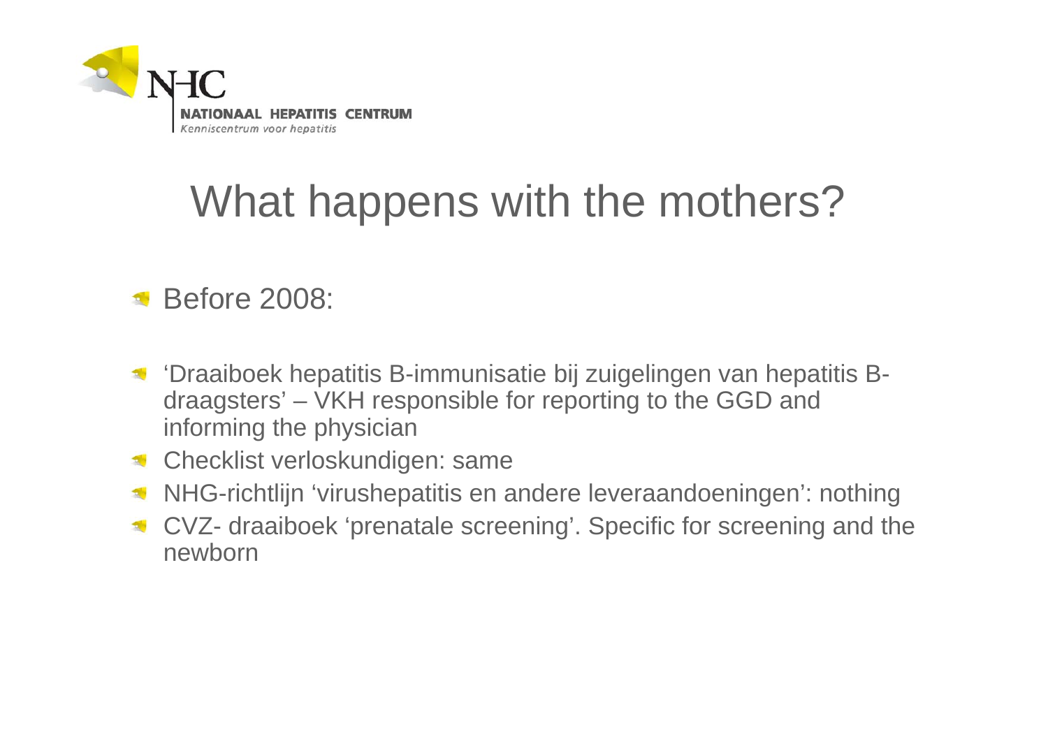NATIONAAL HEPATITIS CENTRUM
*Kenniscentrum voor hepatitis*

# What happens with the mothers?

- Before 2008:

- 'Draaiboek hepatitis B-immunisatie bij zuigelingen van hepatitis B-draagsters' – VKH responsible for reporting to the GGD and informing the physician
- Checklist verloskundigen: same
- NHG-richtlijn 'virushepatitis en andere leveraandoeningen': nothing
- CVZ- draaiboek 'prenatale screening'. Specific for screening and the newborn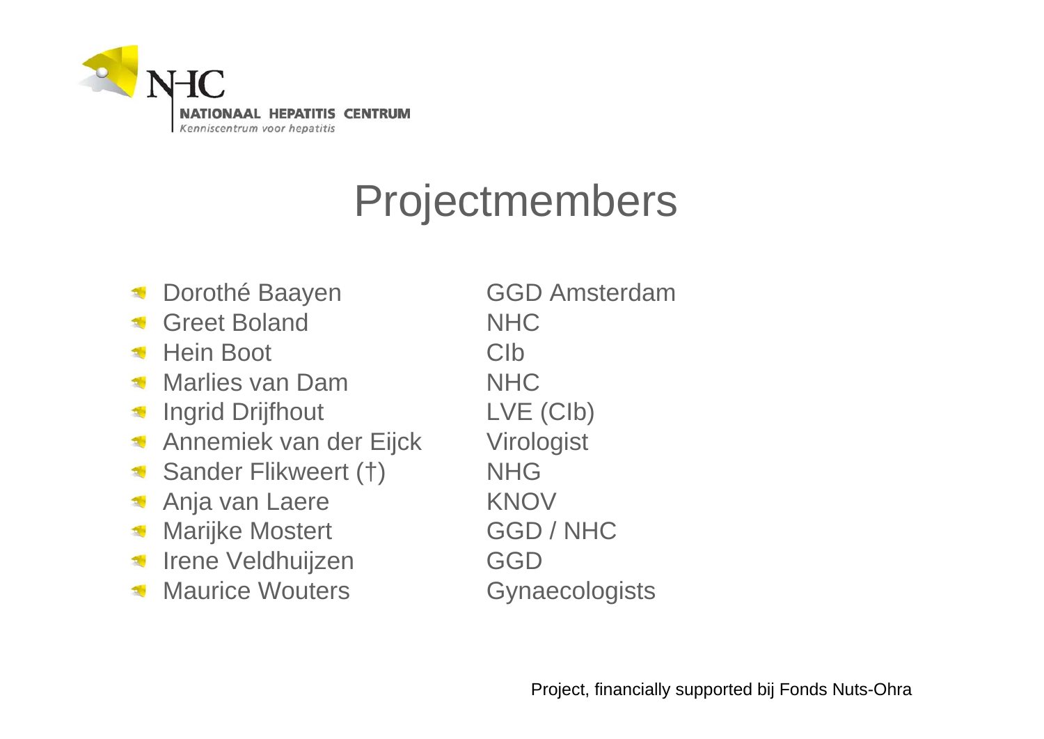NHC
NATIONAAL HEPATITIS CENTRUM
*Kenniscentrum voor hepatitis*

# Projectmembers

- Dorothé Baayen — GGD Amsterdam
- Greet Boland — NHC
- Hein Boot — CIb
- Marlies van Dam — NHC
- Ingrid Drijfhout — LVE (CIb)
- Annemiek van der Eijck — Virologist
- Sander Flikweert (†) — NHG
- Anja van Laere — KNOV
- Marijke Mostert — GGD / NHC
- Irene Veldhuijzen — GGD
- Maurice Wouters — Gynaecologists

Project, financially supported bij Fonds Nuts-Ohra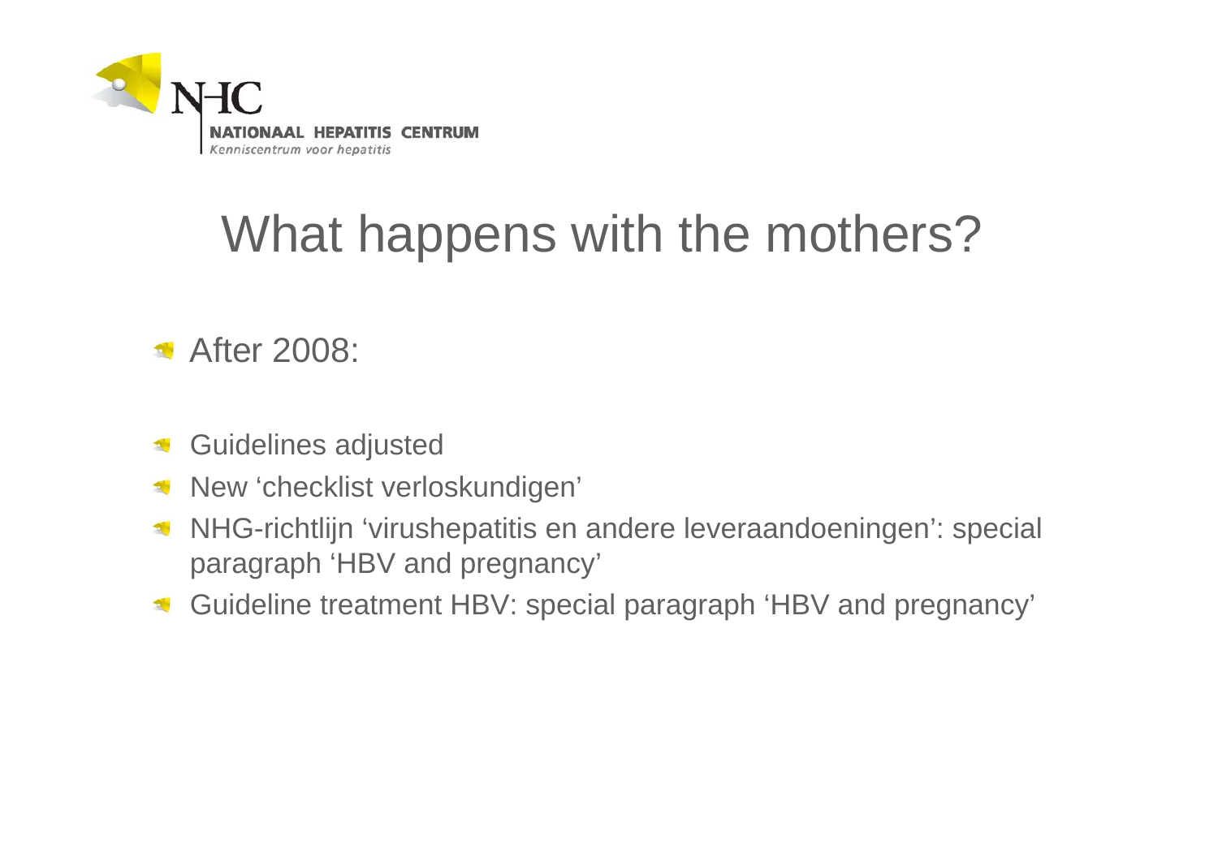# What happens with the mothers?

- After 2008:

- Guidelines adjusted
- New ‘checklist verloskundigen’
- NHG-richtlijn ‘virushepatitis en andere leveraandoeningen’: special paragraph ‘HBV and pregnancy’
- Guideline treatment HBV: special paragraph ‘HBV and pregnancy’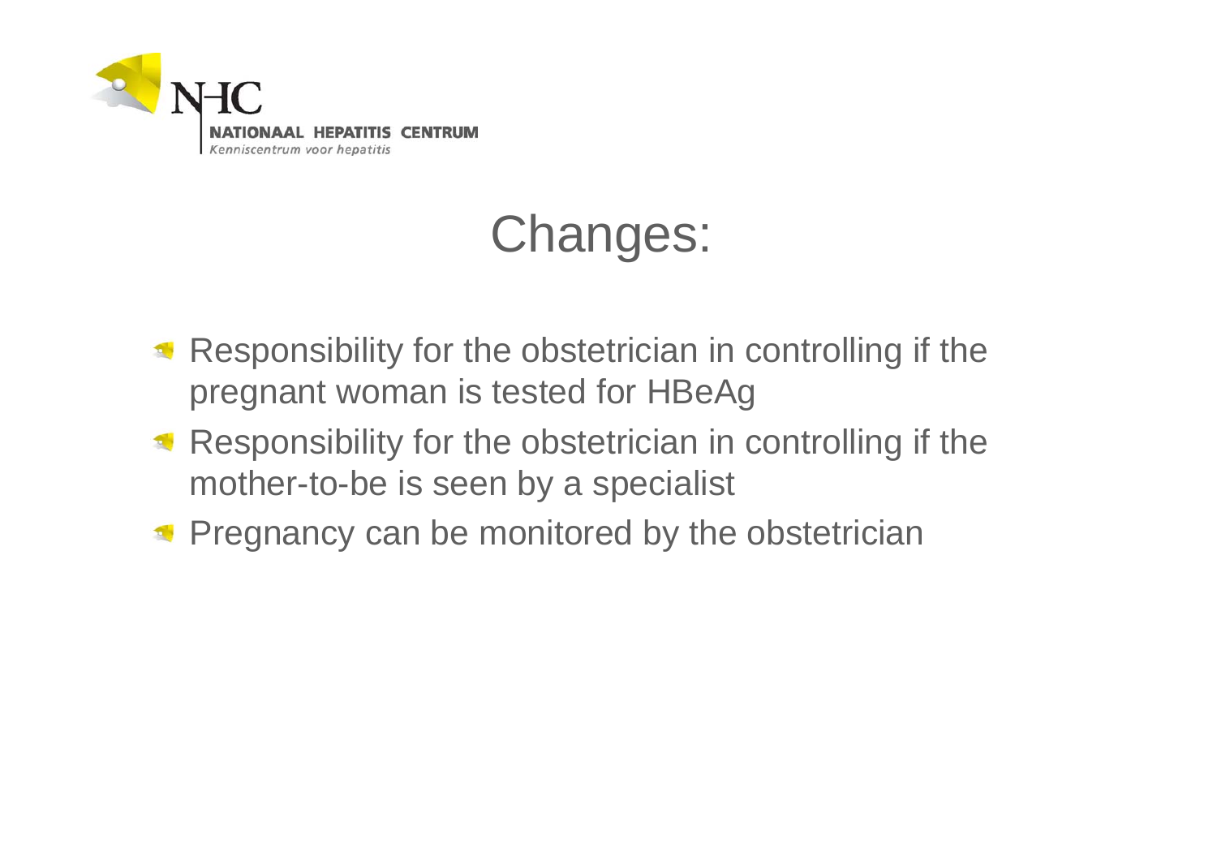# Changes:

- Responsibility for the obstetrician in controlling if the pregnant woman is tested for HBeAg
- Responsibility for the obstetrician in controlling if the mother-to-be is seen by a specialist
- Pregnancy can be monitored by the obstetrician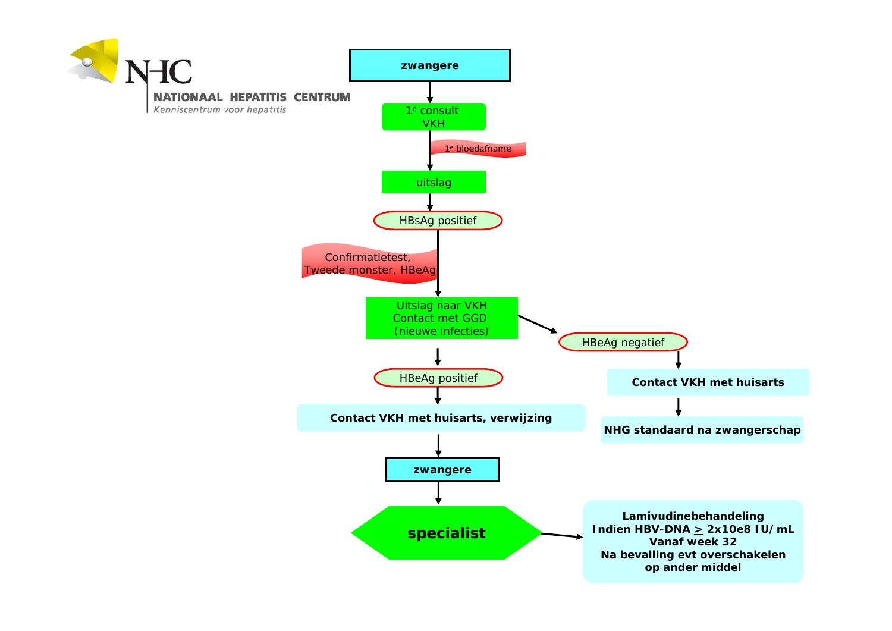NATIONAAL HEPATITIS CENTRUM
Kenniscentrum voor hepatitis

**zwangere**

↓

1[e] consult VKH

↓ *1[e] bloedafname*

uitslag

↓

HBsAg positief

↓ *Confirmatietest, Tweede monster, HBeAg*

Uitslag naar VKH
Contact met GGD
(nieuwe infecties)

- ↓ HBeAg positief
  - ↓ **Contact VKH met huisarts, verwijzing**
  - ↓ **zwangere**
  - ↓ **specialist**
  - → **Lamivudinebehandeling**
    **Indien HBV-DNA $\geq$ 2x10e8 IU/mL**
    **Vanaf week 32**
    **Na bevalling evt overschakelen op ander middel**
- → HBeAg negatief
  - ↓ **Contact VKH met huisarts**
  - ↓ **NHG standaard na zwangerschap**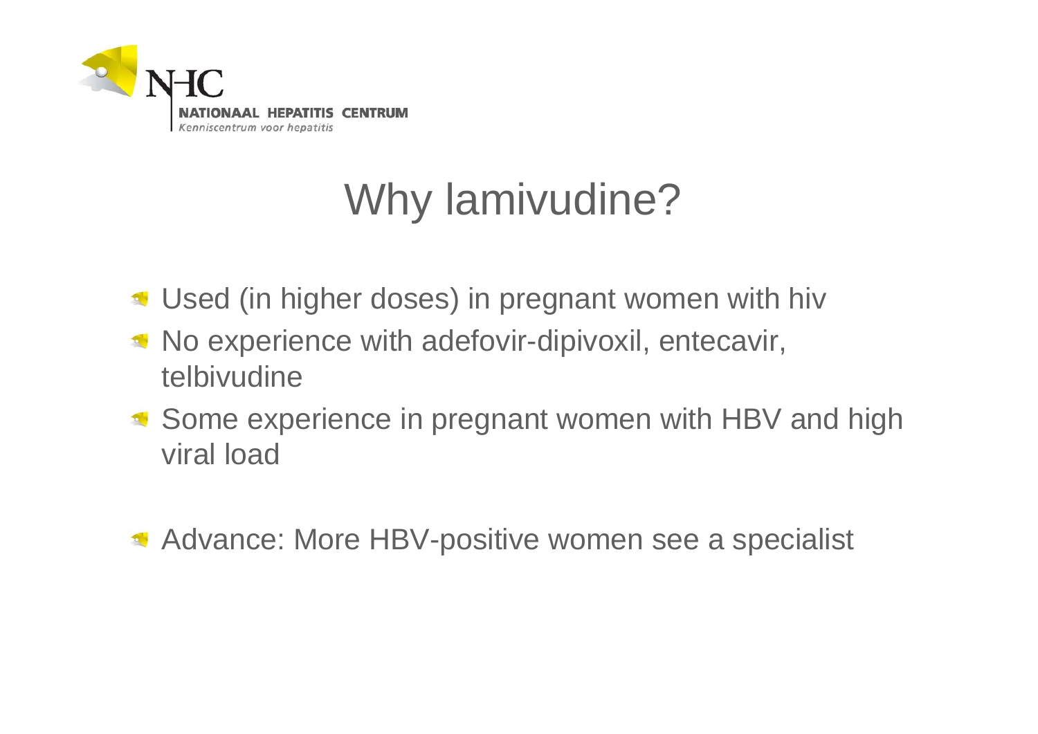# Why lamivudine?

- Used (in higher doses) in pregnant women with hiv
- No experience with adefovir-dipivoxil, entecavir, telbivudine
- Some experience in pregnant women with HBV and high viral load

- Advance: More HBV-positive women see a specialist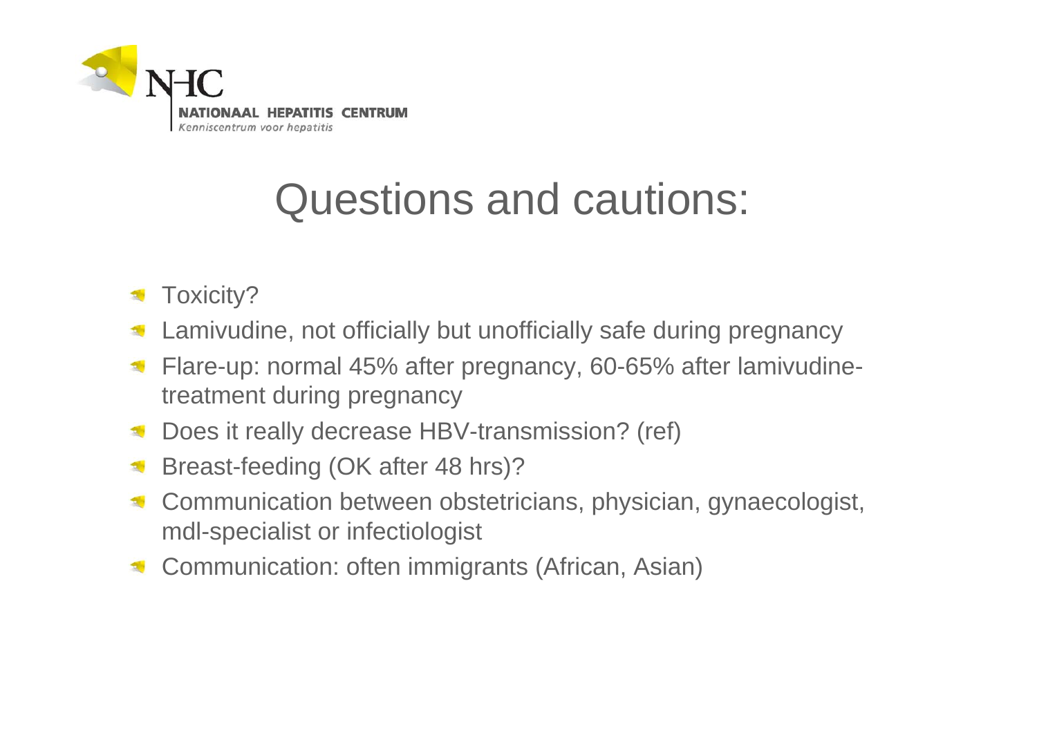# Questions and cautions:

- Toxicity?
- Lamivudine, not officially but unofficially safe during pregnancy
- Flare-up: normal 45% after pregnancy, 60-65% after lamivudine-treatment during pregnancy
- Does it really decrease HBV-transmission? (ref)
- Breast-feeding (OK after 48 hrs)?
- Communication between obstetricians, physician, gynaecologist, mdl-specialist or infectiologist
- Communication: often immigrants (African, Asian)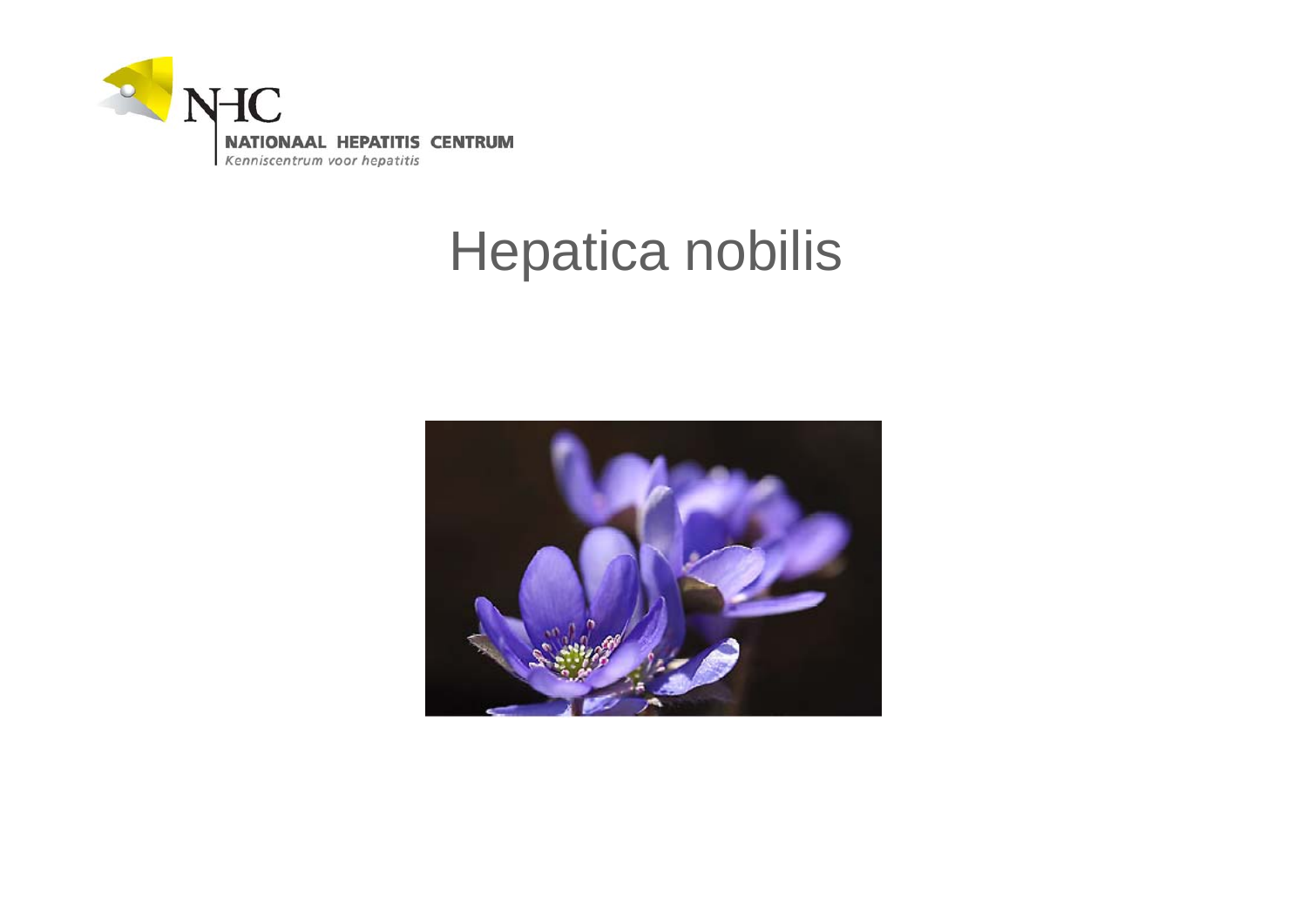NATIONAAL HEPATITIS CENTRUM

*Kenniscentrum voor hepatitis*

# Hepatica nobilis